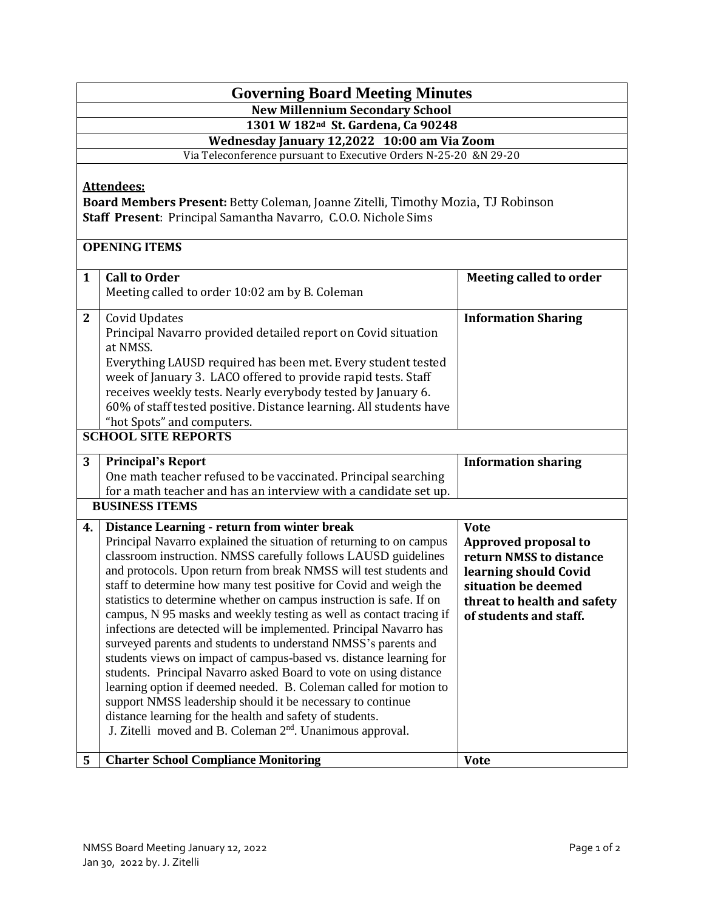# Governing Board Meeting Minutes

**New Millennium Secondary School**

**1301 W 182nd St. Gardena, Ca 90248**

**Wednesday January 12,2022 10:00 am Via Zoom**

Via Teleconference pursuant to Executive Orders N-25-20 &N 29-20

**Attendees:**

**Board Members Present:** Betty Coleman, Joanne Zitelli, Timothy Mozia, TJ Robinson

**Staff Present**: Principal Samantha Navarro, C.O.O. Nichole Sims

**OPENING ITEMS**

| | | |
|---|---|---|
| **1** | **Call to Order**<br>Meeting called to order 10:02 am by B. Coleman | **Meeting called to order** |
| **2** | Covid Updates<br>Principal Navarro provided detailed report on Covid situation at NMSS.<br>Everything LAUSD required has been met. Every student tested week of January 3. LACO offered to provide rapid tests. Staff receives weekly tests. Nearly everybody tested by January 6. 60% of staff tested positive. Distance learning. All students have "hot Spots" and computers. | **Information Sharing** |

**SCHOOL SITE REPORTS**

| | | |
|---|---|---|
| **3** | **Principal's Report**<br>One math teacher refused to be vaccinated. Principal searching for a math teacher and has an interview with a candidate set up. | **Information sharing** |

**BUSINESS ITEMS**

| | | |
|---|---|---|
| **4.** | **Distance Learning - return from winter break**<br>Principal Navarro explained the situation of returning to on campus classroom instruction. NMSS carefully follows LAUSD guidelines and protocols. Upon return from break NMSS will test students and staff to determine how many test positive for Covid and weigh the statistics to determine whether on campus instruction is safe. If on campus, N 95 masks and weekly testing as well as contact tracing if infections are detected will be implemented. Principal Navarro has surveyed parents and students to understand NMSS's parents and students views on impact of campus-based vs. distance learning for students. Principal Navarro asked Board to vote on using distance learning option if deemed needed. B. Coleman called for motion to support NMSS leadership should it be necessary to continue distance learning for the health and safety of students.<br>J. Zitelli moved and B. Coleman 2nd. Unanimous approval. | **Vote**<br>**Approved proposal to return NMSS to distance learning should Covid situation be deemed threat to health and safety of students and staff.** |
| **5** | **Charter School Compliance Monitoring** | **Vote** |

NMSS Board Meeting January 12, 2022

Jan 30, 2022 by. J. Zitelli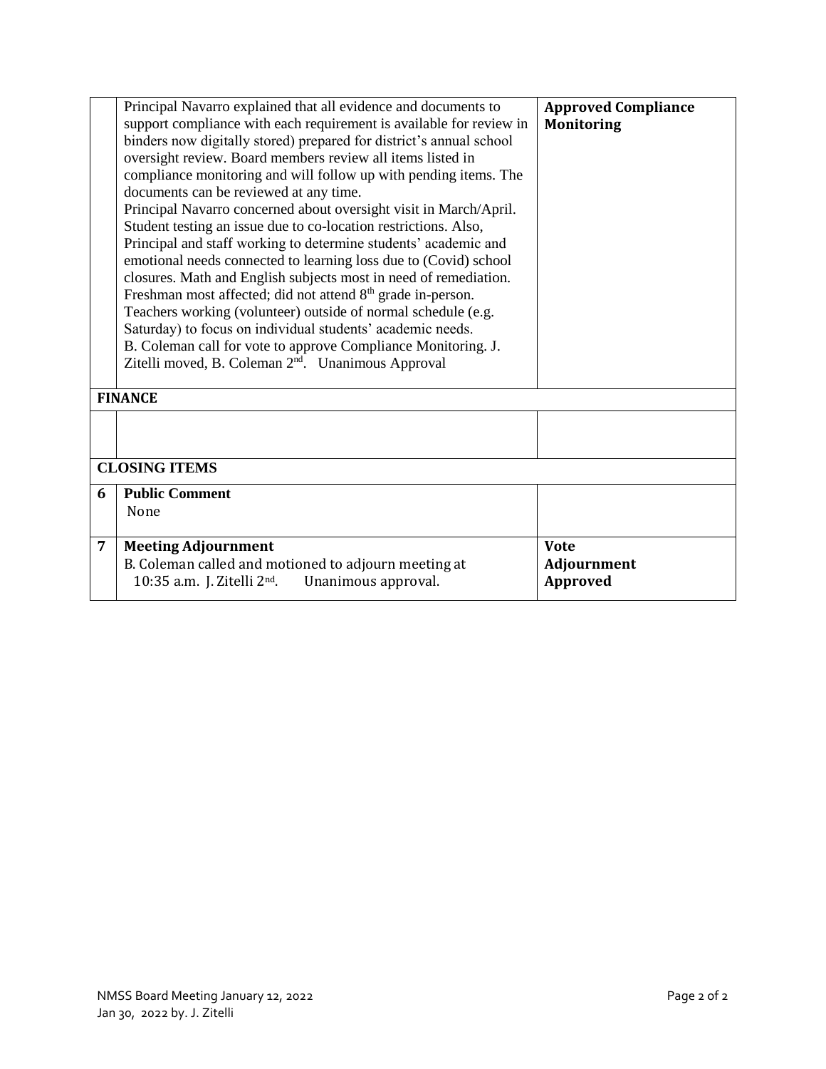| | | |
|---|---|---|
| | Principal Navarro explained that all evidence and documents to support compliance with each requirement is available for review in binders now digitally stored) prepared for district's annual school oversight review. Board members review all items listed in compliance monitoring and will follow up with pending items. The documents can be reviewed at any time.<br>Principal Navarro concerned about oversight visit in March/April. Student testing an issue due to co-location restrictions. Also, Principal and staff working to determine students' academic and emotional needs connected to learning loss due to (Covid) school closures. Math and English subjects most in need of remediation. Freshman most affected; did not attend 8th grade in-person. Teachers working (volunteer) outside of normal schedule (e.g. Saturday) to focus on individual students' academic needs.<br>B. Coleman call for vote to approve Compliance Monitoring. J. Zitelli moved, B. Coleman 2nd. Unanimous Approval | **Approved Compliance Monitoring** |
| **FINANCE** | | |
| | | |
| **CLOSING ITEMS** | | |
| **6** | **Public Comment**<br>None | |
| **7** | **Meeting Adjournment**<br>B. Coleman called and motioned to adjourn meeting at 10:35 a.m. J. Zitelli 2nd. Unanimous approval. | **Vote Adjournment Approved** |

NMSS Board Meeting January 12, 2022
Jan 30, 2022 by. J. Zitelli